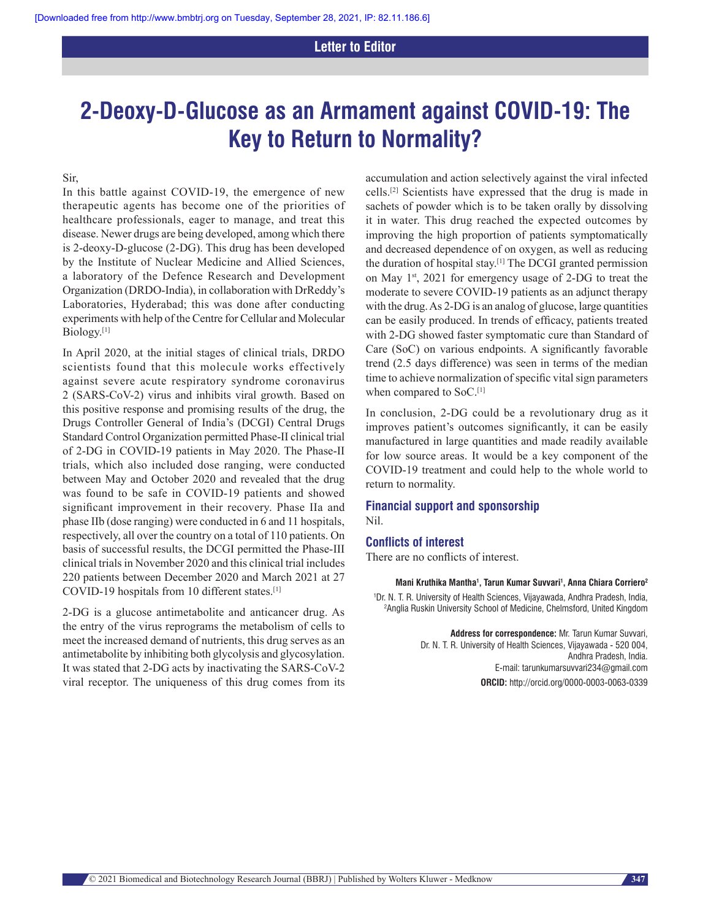Letter to Editor

# 2-Deoxy-D-Glucose as an Armament against COVID-19: The Key to Return to Normality?

Sir,

In this battle against COVID-19, the emergence of new therapeutic agents has become one of the priorities of healthcare professionals, eager to manage, and treat this disease. Newer drugs are being developed, among which there is 2-deoxy-D-glucose (2-DG). This drug has been developed by the Institute of Nuclear Medicine and Allied Sciences, a laboratory of the Defence Research and Development Organization (DRDO-India), in collaboration with DrReddy's Laboratories, Hyderabad; this was done after conducting experiments with help of the Centre for Cellular and Molecular Biology.[1]

In April 2020, at the initial stages of clinical trials, DRDO scientists found that this molecule works effectively against severe acute respiratory syndrome coronavirus 2 (SARS-CoV-2) virus and inhibits viral growth. Based on this positive response and promising results of the drug, the Drugs Controller General of India's (DCGI) Central Drugs Standard Control Organization permitted Phase-II clinical trial of 2-DG in COVID-19 patients in May 2020. The Phase-II trials, which also included dose ranging, were conducted between May and October 2020 and revealed that the drug was found to be safe in COVID-19 patients and showed significant improvement in their recovery. Phase IIa and phase IIb (dose ranging) were conducted in 6 and 11 hospitals, respectively, all over the country on a total of 110 patients. On basis of successful results, the DCGI permitted the Phase-III clinical trials in November 2020 and this clinical trial includes 220 patients between December 2020 and March 2021 at 27 COVID-19 hospitals from 10 different states.[1]

2-DG is a glucose antimetabolite and anticancer drug. As the entry of the virus reprograms the metabolism of cells to meet the increased demand of nutrients, this drug serves as an antimetabolite by inhibiting both glycolysis and glycosylation. It was stated that 2-DG acts by inactivating the SARS-CoV-2 viral receptor. The uniqueness of this drug comes from its accumulation and action selectively against the viral infected cells.[2] Scientists have expressed that the drug is made in sachets of powder which is to be taken orally by dissolving it in water. This drug reached the expected outcomes by improving the high proportion of patients symptomatically and decreased dependence of on oxygen, as well as reducing the duration of hospital stay.[1] The DCGI granted permission on May 1st, 2021 for emergency usage of 2-DG to treat the moderate to severe COVID-19 patients as an adjunct therapy with the drug. As 2-DG is an analog of glucose, large quantities can be easily produced. In trends of efficacy, patients treated with 2-DG showed faster symptomatic cure than Standard of Care (SoC) on various endpoints. A significantly favorable trend (2.5 days difference) was seen in terms of the median time to achieve normalization of specific vital sign parameters when compared to SoC.[1]

In conclusion, 2-DG could be a revolutionary drug as it improves patient's outcomes significantly, it can be easily manufactured in large quantities and made readily available for low source areas. It would be a key component of the COVID-19 treatment and could help to the whole world to return to normality.

## Financial support and sponsorship

Nil.

## Conflicts of interest

There are no conflicts of interest.

**Mani Kruthika Mantha[1], Tarun Kumar Suvvari[1], Anna Chiara Corriero[2]**

[1]Dr. N. T. R. University of Health Sciences, Vijayawada, Andhra Pradesh, India, [2]Anglia Ruskin University School of Medicine, Chelmsford, United Kingdom

**Address for correspondence:** Mr. Tarun Kumar Suvvari, Dr. N. T. R. University of Health Sciences, Vijayawada - 520 004, Andhra Pradesh, India.
E-mail: tarunkumarsuvvari234@gmail.com

**ORCID:** http://orcid.org/0000-0003-0063-0339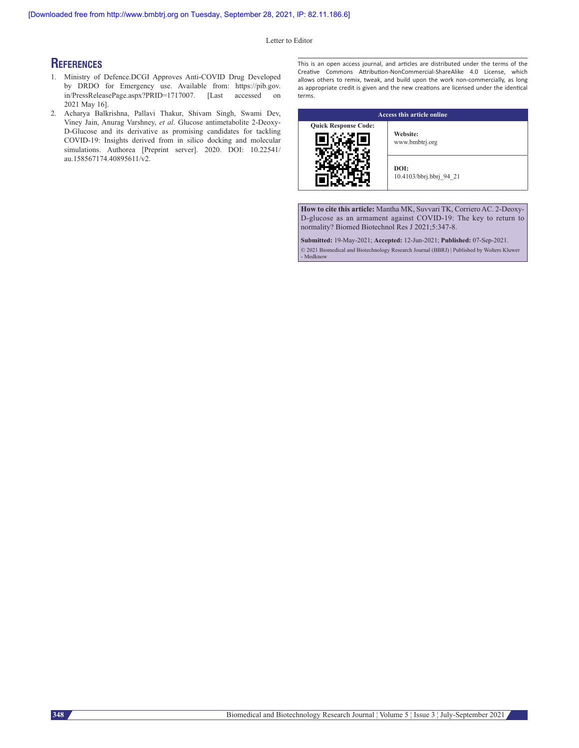## References

1. Ministry of Defence.DCGI Approves Anti-COVID Drug Developed by DRDO for Emergency use. Available from: https://pib.gov.in/PressReleasePage.aspx?PRID=1717007. [Last accessed on 2021 May 16].
2. Acharya Balkrishna, Pallavi Thakur, Shivam Singh, Swami Dev, Viney Jain, Anurag Varshney, *et al*. Glucose antimetabolite 2-Deoxy-D-Glucose and its derivative as promising candidates for tackling COVID-19: Insights derived from in silico docking and molecular simulations. Authorea [Preprint server]. 2020. DOI: 10.22541/au.158567174.40895611/v2.

This is an open access journal, and articles are distributed under the terms of the Creative Commons Attribution-NonCommercial-ShareAlike 4.0 License, which allows others to remix, tweak, and build upon the work non-commercially, as long as appropriate credit is given and the new creations are licensed under the identical terms.

| Access this article online | |
|---|---|
| Quick Response Code: | **Website:** www.bmbtrj.org |
| | **DOI:** 10.4103/bbrj.bbrj_94_21 |

**How to cite this article:** Mantha MK, Suvvari TK, Corriero AC. 2-Deoxy-D-glucose as an armament against COVID-19: The key to return to normality? Biomed Biotechnol Res J 2021;5:347-8.

**Submitted:** 19-May-2021; **Accepted:** 12-Jun-2021; **Published:** 07-Sep-2021.

© 2021 Biomedical and Biotechnology Research Journal (BBRJ) | Published by Wolters Kluwer - Medknow